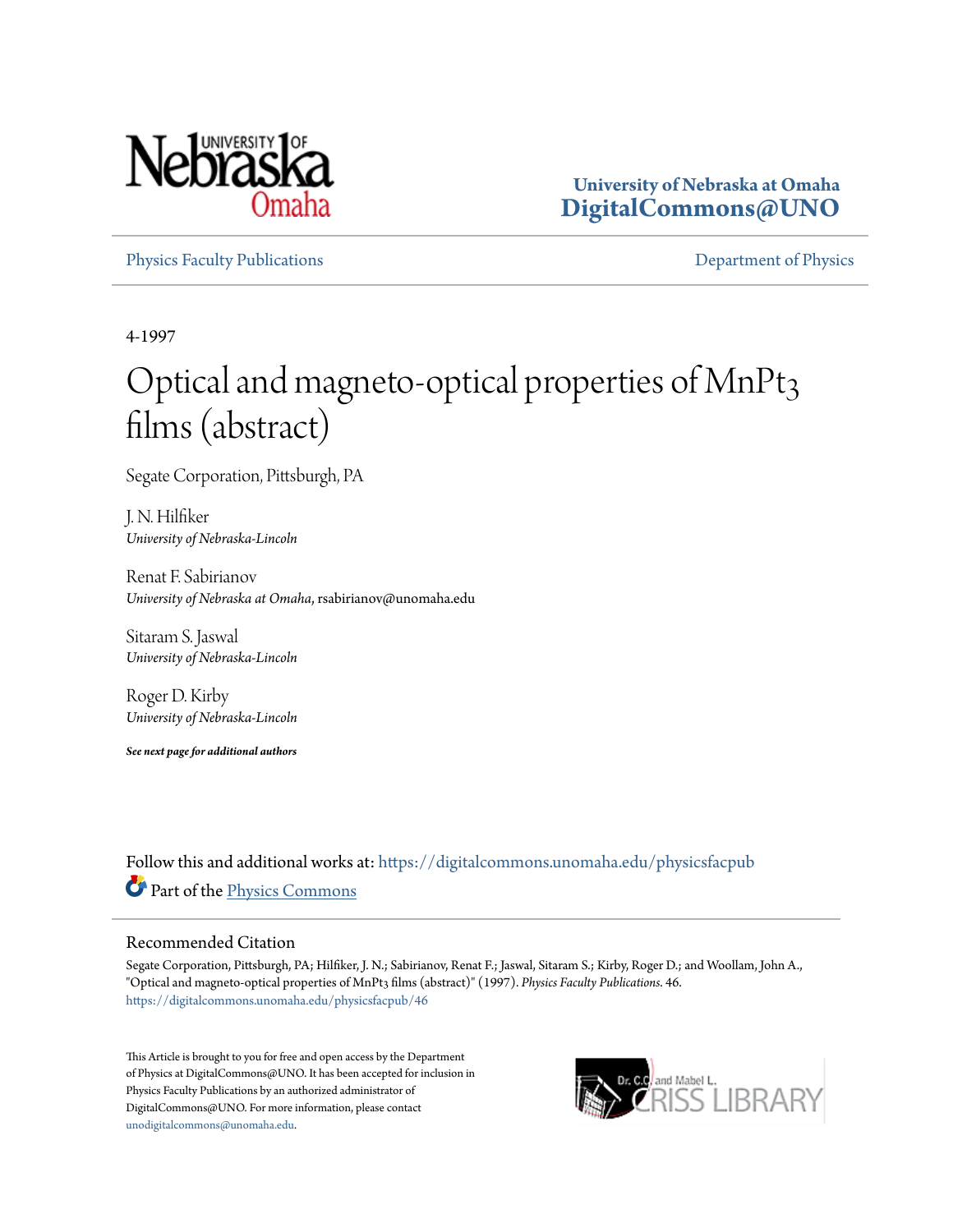University of Nebraska at Omaha
DigitalCommons@UNO

Physics Faculty Publications — Department of Physics

4-1997

# Optical and magneto-optical properties of $MnPt_3$ films (abstract)

Segate Corporation, Pittsburgh, PA

J. N. Hilfiker
*University of Nebraska-Lincoln*

Renat F. Sabirianov
*University of Nebraska at Omaha*, rsabirianov@unomaha.edu

Sitaram S. Jaswal
*University of Nebraska-Lincoln*

Roger D. Kirby
*University of Nebraska-Lincoln*

***See next page for additional authors***

Follow this and additional works at: https://digitalcommons.unomaha.edu/physicsfacpub

Part of the Physics Commons

## Recommended Citation

Segate Corporation, Pittsburgh, PA; Hilfiker, J. N.; Sabirianov, Renat F.; Jaswal, Sitaram S.; Kirby, Roger D.; and Woollam, John A., "Optical and magneto-optical properties of $MnPt_3$ films (abstract)" (1997). *Physics Faculty Publications*. 46.
https://digitalcommons.unomaha.edu/physicsfacpub/46

This Article is brought to you for free and open access by the Department of Physics at DigitalCommons@UNO. It has been accepted for inclusion in Physics Faculty Publications by an authorized administrator of DigitalCommons@UNO. For more information, please contact unodigitalcommons@unomaha.edu.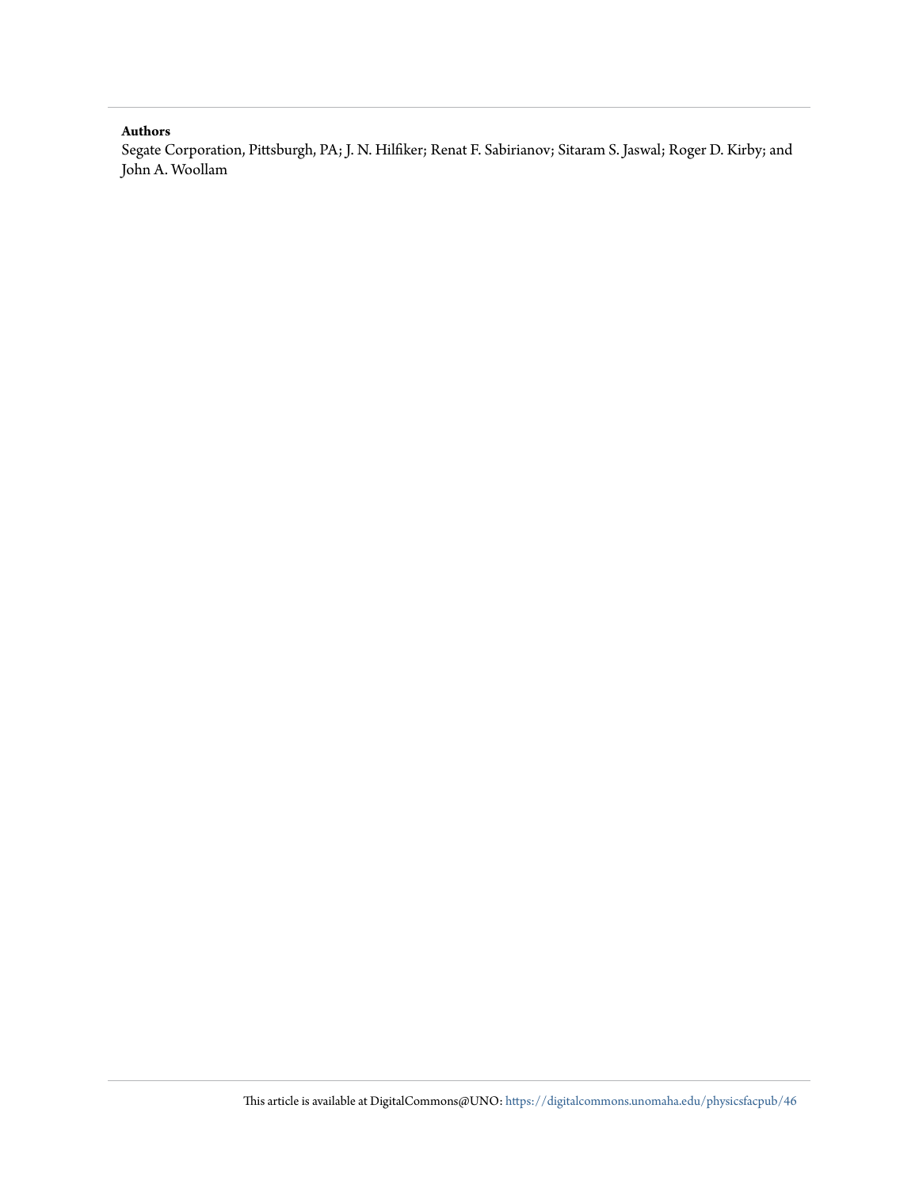**Authors**

Segate Corporation, Pittsburgh, PA; J. N. Hilfiker; Renat F. Sabirianov; Sitaram S. Jaswal; Roger D. Kirby; and John A. Woollam

This article is available at DigitalCommons@UNO: https://digitalcommons.unomaha.edu/physicsfacpub/46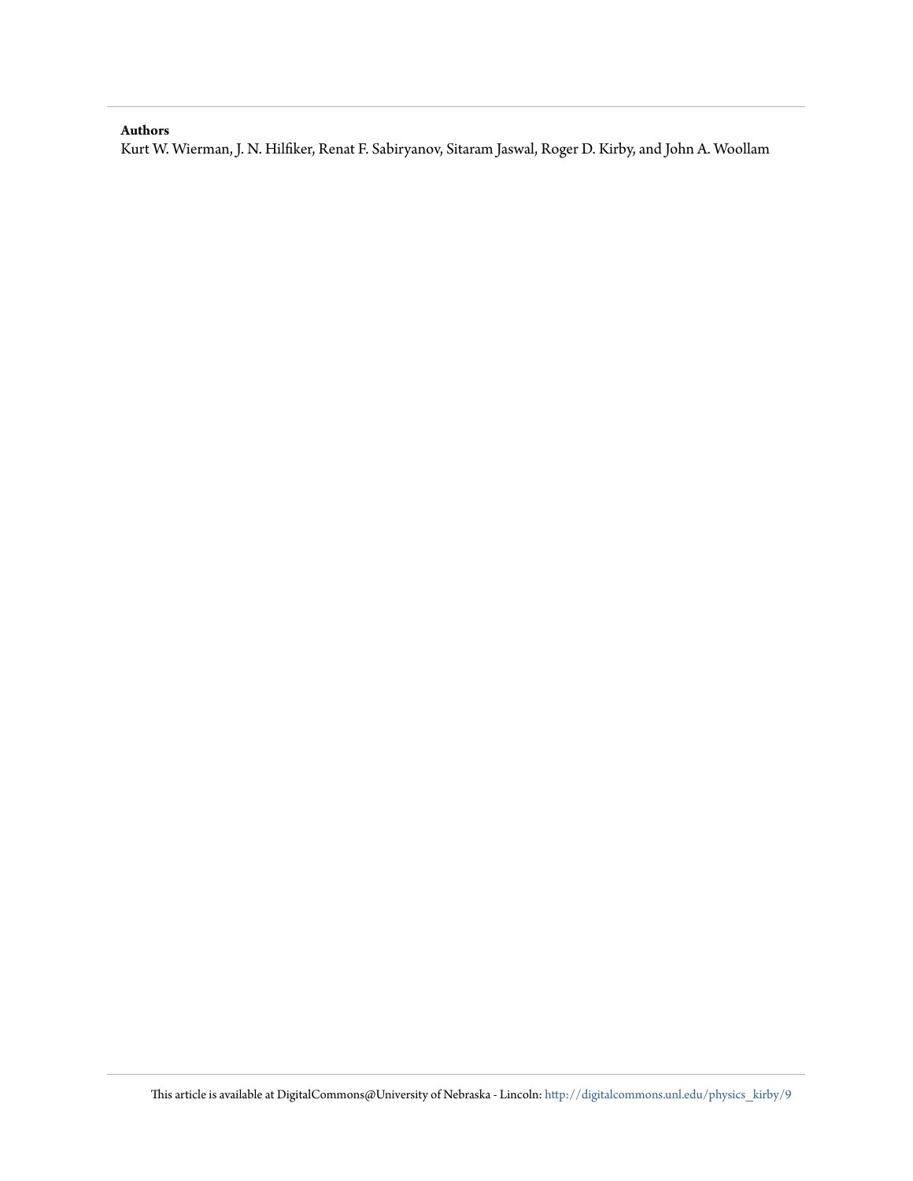**Authors**

Kurt W. Wierman, J. N. Hilfiker, Renat F. Sabiryanov, Sitaram Jaswal, Roger D. Kirby, and John A. Woollam

This article is available at DigitalCommons@University of Nebraska - Lincoln: http://digitalcommons.unl.edu/physics_kirby/9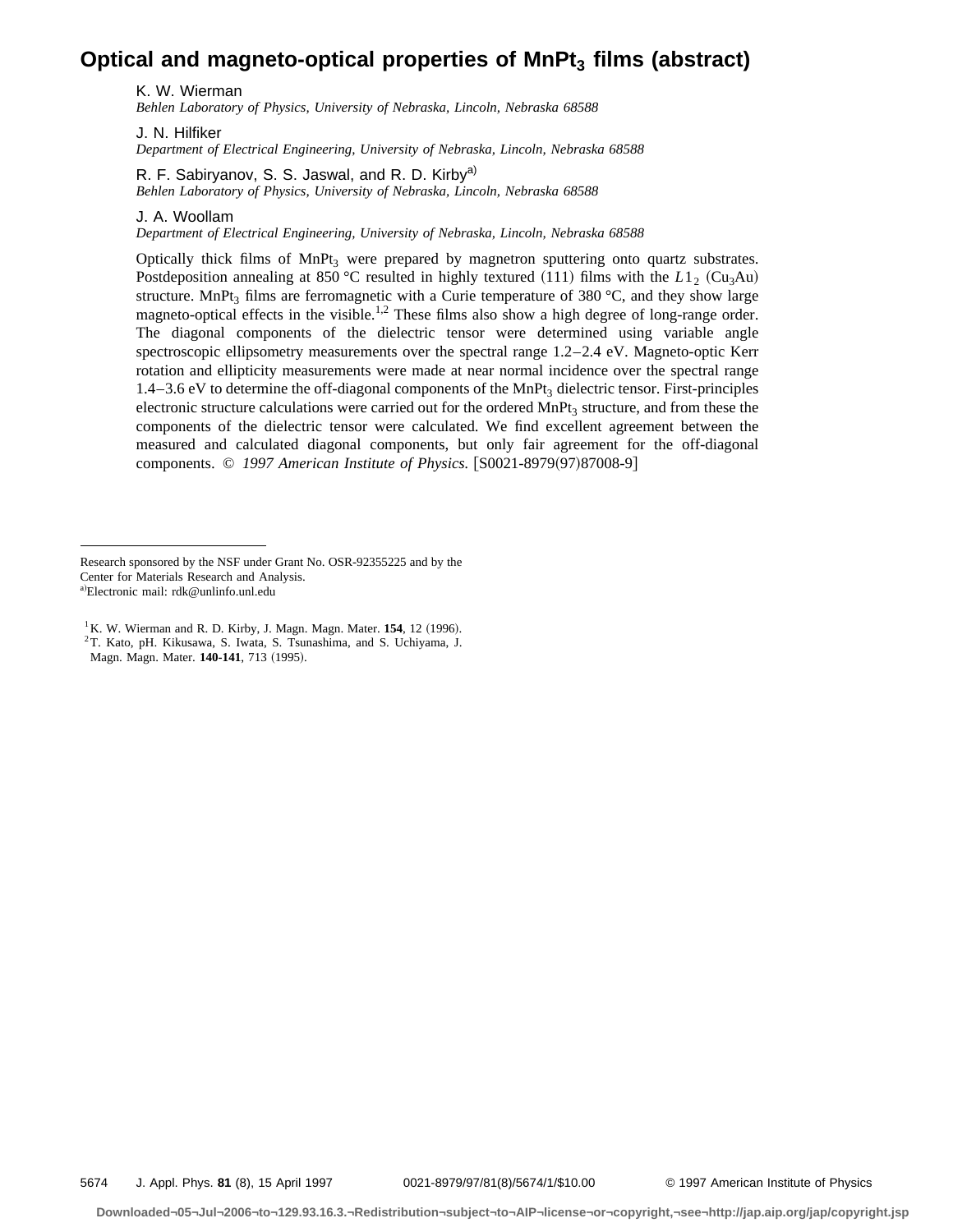# Optical and magneto-optical properties of $MnPt_3$ films (abstract)

K. W. Wierman
*Behlen Laboratory of Physics, University of Nebraska, Lincoln, Nebraska 68588*

J. N. Hilfiker
*Department of Electrical Engineering, University of Nebraska, Lincoln, Nebraska 68588*

R. F. Sabiryanov, S. S. Jaswal, and R. D. Kirby[a]
*Behlen Laboratory of Physics, University of Nebraska, Lincoln, Nebraska 68588*

J. A. Woollam
*Department of Electrical Engineering, University of Nebraska, Lincoln, Nebraska 68588*

Optically thick films of $MnPt_3$ were prepared by magnetron sputtering onto quartz substrates. Postdeposition annealing at 850 °C resulted in highly textured (111) films with the $L1_2$ ($Cu_3Au$) structure. $MnPt_3$ films are ferromagnetic with a Curie temperature of 380 °C, and they show large magneto-optical effects in the visible.[1,2] These films also show a high degree of long-range order. The diagonal components of the dielectric tensor were determined using variable angle spectroscopic ellipsometry measurements over the spectral range 1.2–2.4 eV. Magneto-optic Kerr rotation and ellipticity measurements were made at near normal incidence over the spectral range 1.4–3.6 eV to determine the off-diagonal components of the $MnPt_3$ dielectric tensor. First-principles electronic structure calculations were carried out for the ordered $MnPt_3$ structure, and from these the components of the dielectric tensor were calculated. We find excellent agreement between the measured and calculated diagonal components, but only fair agreement for the off-diagonal components. © *1997 American Institute of Physics.* [S0021-8979(97)87008-9]

---

Research sponsored by the NSF under Grant No. OSR-92355225 and by the Center for Materials Research and Analysis.

[a]Electronic mail: rdk@unlinfo.unl.edu

[1] K. W. Wierman and R. D. Kirby, J. Magn. Magn. Mater. **154**, 12 (1996).

[2] T. Kato, pH. Kikusawa, S. Iwata, S. Tsunashima, and S. Uchiyama, J. Magn. Magn. Mater. **140-141**, 713 (1995).